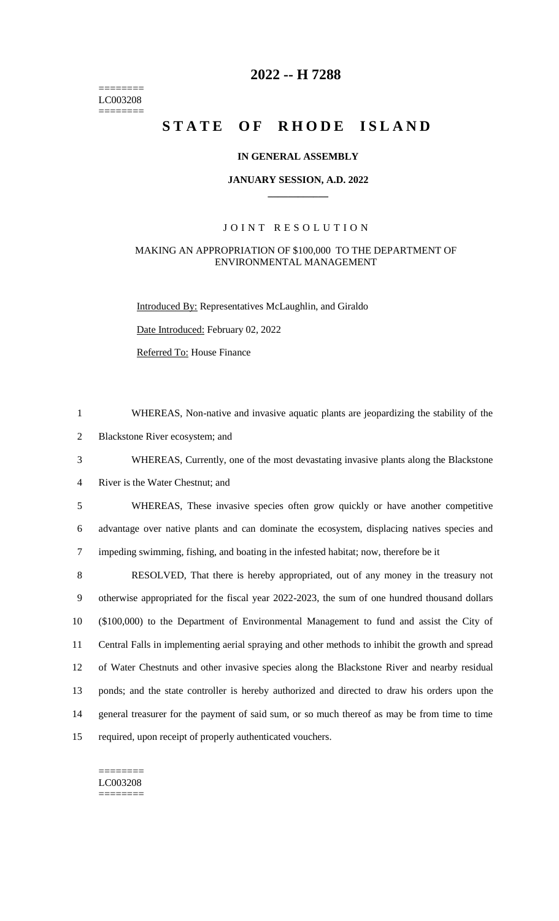========
LC003208
========

# 2022 -- H 7288

# STATE OF RHODE ISLAND

**IN GENERAL ASSEMBLY**

**JANUARY SESSION, A.D. 2022**

J O I N T R E S O L U T I O N

MAKING AN APPROPRIATION OF $100,000 TO THE DEPARTMENT OF ENVIRONMENTAL MANAGEMENT

Introduced By: Representatives McLaughlin, and Giraldo

Date Introduced: February 02, 2022

Referred To: House Finance

1 WHEREAS, Non-native and invasive aquatic plants are jeopardizing the stability of the
2 Blackstone River ecosystem; and
3 WHEREAS, Currently, one of the most devastating invasive plants along the Blackstone
4 River is the Water Chestnut; and
5 WHEREAS, These invasive species often grow quickly or have another competitive
6 advantage over native plants and can dominate the ecosystem, displacing natives species and
7 impeding swimming, fishing, and boating in the infested habitat; now, therefore be it
8 RESOLVED, That there is hereby appropriated, out of any money in the treasury not
9 otherwise appropriated for the fiscal year 2022-2023, the sum of one hundred thousand dollars
10 ($100,000) to the Department of Environmental Management to fund and assist the City of
11 Central Falls in implementing aerial spraying and other methods to inhibit the growth and spread
12 of Water Chestnuts and other invasive species along the Blackstone River and nearby residual
13 ponds; and the state controller is hereby authorized and directed to draw his orders upon the
14 general treasurer for the payment of said sum, or so much thereof as may be from time to time
15 required, upon receipt of properly authenticated vouchers.

========
LC003208
========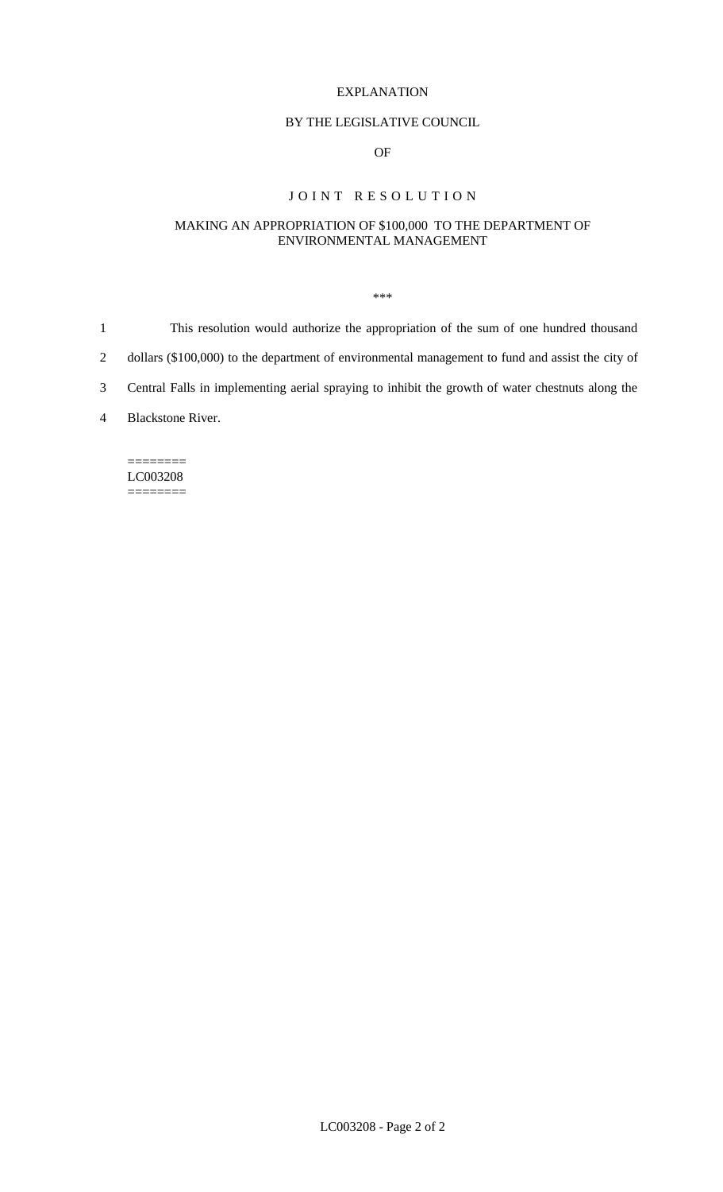EXPLANATION

BY THE LEGISLATIVE COUNCIL

OF

# JOINT RESOLUTION

## MAKING AN APPROPRIATION OF $100,000 TO THE DEPARTMENT OF ENVIRONMENTAL MANAGEMENT

***

This resolution would authorize the appropriation of the sum of one hundred thousand dollars ($100,000) to the department of environmental management to fund and assist the city of Central Falls in implementing aerial spraying to inhibit the growth of water chestnuts along the Blackstone River.

========
LC003208
========